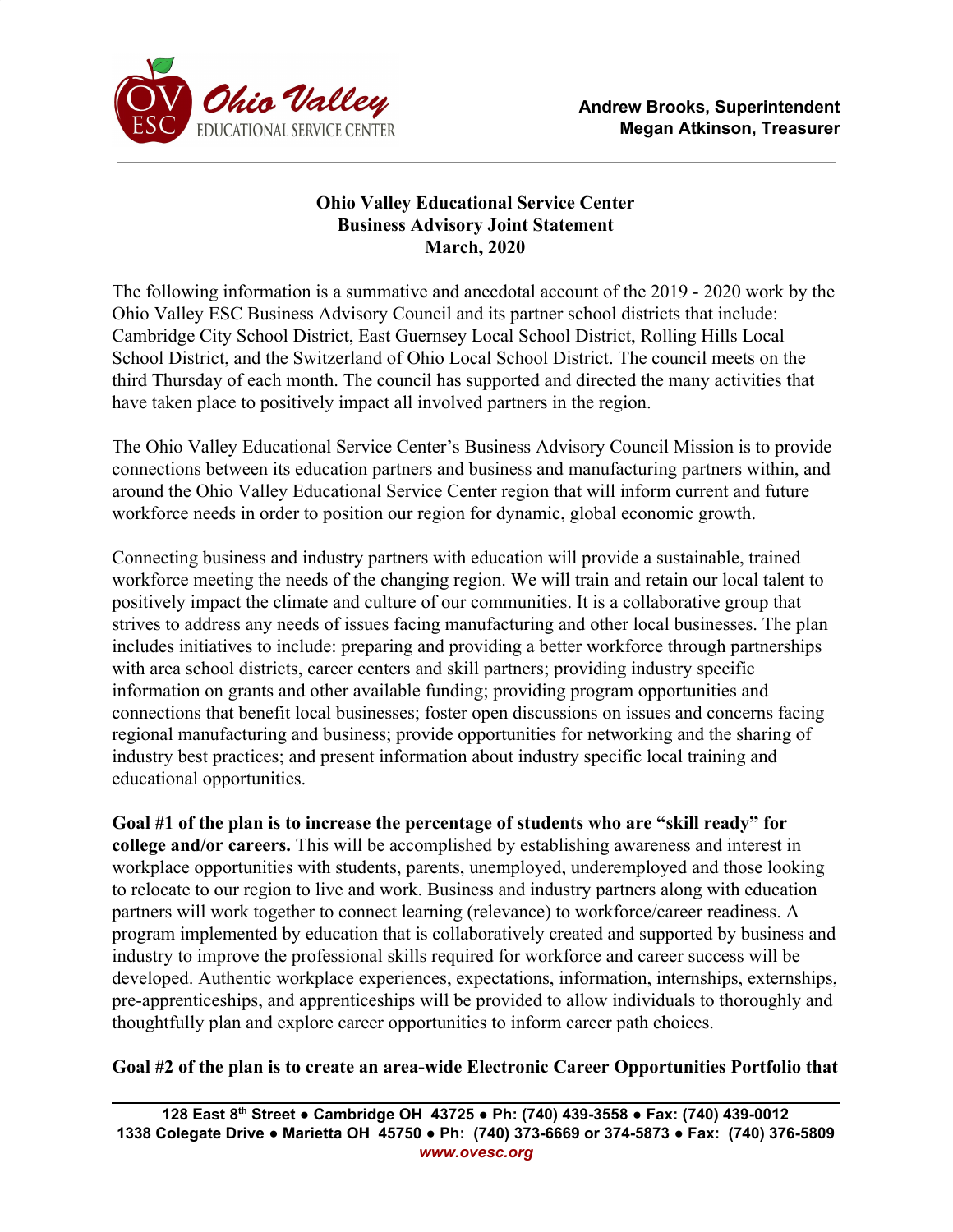Andrew Brooks, Superintendent
Megan Atkinson, Treasurer

**Ohio Valley Educational Service Center**
**Business Advisory Joint Statement**
**March, 2020**

The following information is a summative and anecdotal account of the 2019 - 2020 work by the Ohio Valley ESC Business Advisory Council and its partner school districts that include: Cambridge City School District, East Guernsey Local School District, Rolling Hills Local School District, and the Switzerland of Ohio Local School District. The council meets on the third Thursday of each month. The council has supported and directed the many activities that have taken place to positively impact all involved partners in the region.

The Ohio Valley Educational Service Center's Business Advisory Council Mission is to provide connections between its education partners and business and manufacturing partners within, and around the Ohio Valley Educational Service Center region that will inform current and future workforce needs in order to position our region for dynamic, global economic growth.

Connecting business and industry partners with education will provide a sustainable, trained workforce meeting the needs of the changing region. We will train and retain our local talent to positively impact the climate and culture of our communities. It is a collaborative group that strives to address any needs of issues facing manufacturing and other local businesses. The plan includes initiatives to include: preparing and providing a better workforce through partnerships with area school districts, career centers and skill partners; providing industry specific information on grants and other available funding; providing program opportunities and connections that benefit local businesses; foster open discussions on issues and concerns facing regional manufacturing and business; provide opportunities for networking and the sharing of industry best practices; and present information about industry specific local training and educational opportunities.

**Goal #1 of the plan is to increase the percentage of students who are "skill ready" for college and/or careers.** This will be accomplished by establishing awareness and interest in workplace opportunities with students, parents, unemployed, underemployed and those looking to relocate to our region to live and work. Business and industry partners along with education partners will work together to connect learning (relevance) to workforce/career readiness. A program implemented by education that is collaboratively created and supported by business and industry to improve the professional skills required for workforce and career success will be developed. Authentic workplace experiences, expectations, information, internships, externships, pre-apprenticeships, and apprenticeships will be provided to allow individuals to thoroughly and thoughtfully plan and explore career opportunities to inform career path choices.

**Goal #2 of the plan is to create an area-wide Electronic Career Opportunities Portfolio that**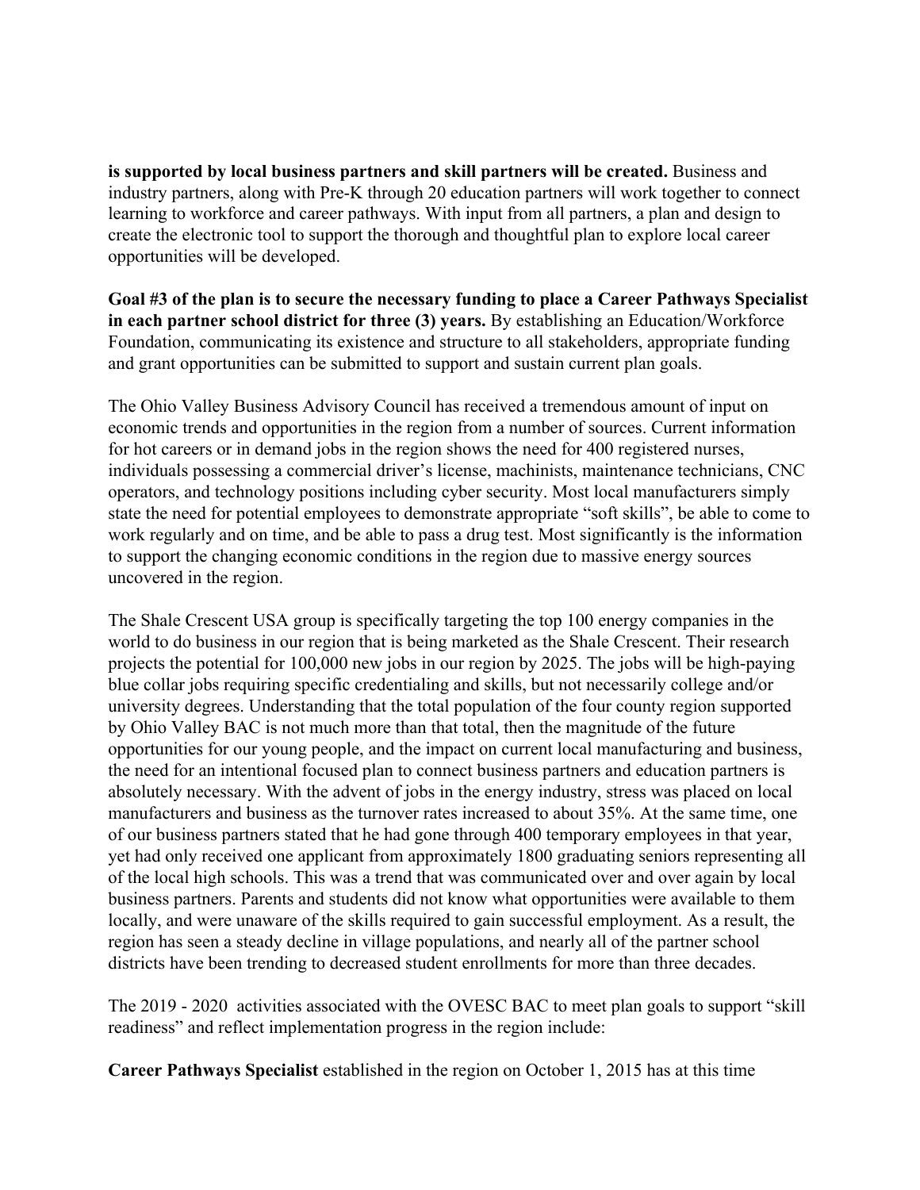**is supported by local business partners and skill partners will be created.** Business and industry partners, along with Pre-K through 20 education partners will work together to connect learning to workforce and career pathways. With input from all partners, a plan and design to create the electronic tool to support the thorough and thoughtful plan to explore local career opportunities will be developed.

**Goal #3 of the plan is to secure the necessary funding to place a Career Pathways Specialist in each partner school district for three (3) years.** By establishing an Education/Workforce Foundation, communicating its existence and structure to all stakeholders, appropriate funding and grant opportunities can be submitted to support and sustain current plan goals.

The Ohio Valley Business Advisory Council has received a tremendous amount of input on economic trends and opportunities in the region from a number of sources. Current information for hot careers or in demand jobs in the region shows the need for 400 registered nurses, individuals possessing a commercial driver's license, machinists, maintenance technicians, CNC operators, and technology positions including cyber security. Most local manufacturers simply state the need for potential employees to demonstrate appropriate "soft skills", be able to come to work regularly and on time, and be able to pass a drug test. Most significantly is the information to support the changing economic conditions in the region due to massive energy sources uncovered in the region.

The Shale Crescent USA group is specifically targeting the top 100 energy companies in the world to do business in our region that is being marketed as the Shale Crescent. Their research projects the potential for 100,000 new jobs in our region by 2025. The jobs will be high-paying blue collar jobs requiring specific credentialing and skills, but not necessarily college and/or university degrees. Understanding that the total population of the four county region supported by Ohio Valley BAC is not much more than that total, then the magnitude of the future opportunities for our young people, and the impact on current local manufacturing and business, the need for an intentional focused plan to connect business partners and education partners is absolutely necessary. With the advent of jobs in the energy industry, stress was placed on local manufacturers and business as the turnover rates increased to about 35%. At the same time, one of our business partners stated that he had gone through 400 temporary employees in that year, yet had only received one applicant from approximately 1800 graduating seniors representing all of the local high schools. This was a trend that was communicated over and over again by local business partners. Parents and students did not know what opportunities were available to them locally, and were unaware of the skills required to gain successful employment. As a result, the region has seen a steady decline in village populations, and nearly all of the partner school districts have been trending to decreased student enrollments for more than three decades.

The 2019 - 2020 activities associated with the OVESC BAC to meet plan goals to support "skill readiness" and reflect implementation progress in the region include:

**Career Pathways Specialist** established in the region on October 1, 2015 has at this time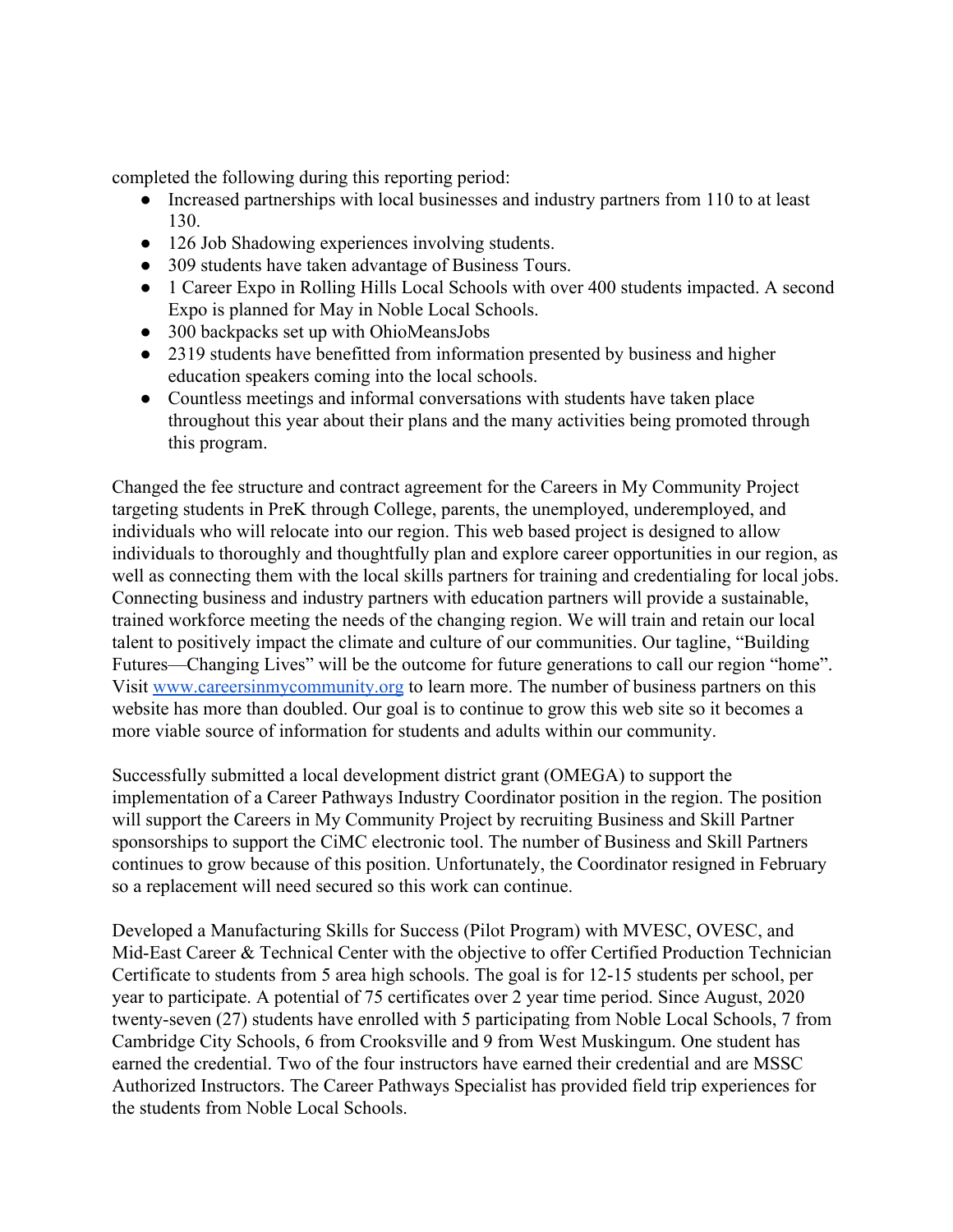completed the following during this reporting period:

- Increased partnerships with local businesses and industry partners from 110 to at least 130.
- 126 Job Shadowing experiences involving students.
- 309 students have taken advantage of Business Tours.
- 1 Career Expo in Rolling Hills Local Schools with over 400 students impacted. A second Expo is planned for May in Noble Local Schools.
- 300 backpacks set up with OhioMeansJobs
- 2319 students have benefitted from information presented by business and higher education speakers coming into the local schools.
- Countless meetings and informal conversations with students have taken place throughout this year about their plans and the many activities being promoted through this program.

Changed the fee structure and contract agreement for the Careers in My Community Project targeting students in PreK through College, parents, the unemployed, underemployed, and individuals who will relocate into our region. This web based project is designed to allow individuals to thoroughly and thoughtfully plan and explore career opportunities in our region, as well as connecting them with the local skills partners for training and credentialing for local jobs. Connecting business and industry partners with education partners will provide a sustainable, trained workforce meeting the needs of the changing region. We will train and retain our local talent to positively impact the climate and culture of our communities. Our tagline, "Building Futures—Changing Lives" will be the outcome for future generations to call our region "home". Visit [www.careersinmycommunity.org](http://www.careersinmycommunity.org) to learn more. The number of business partners on this website has more than doubled. Our goal is to continue to grow this web site so it becomes a more viable source of information for students and adults within our community.

Successfully submitted a local development district grant (OMEGA) to support the implementation of a Career Pathways Industry Coordinator position in the region. The position will support the Careers in My Community Project by recruiting Business and Skill Partner sponsorships to support the CiMC electronic tool. The number of Business and Skill Partners continues to grow because of this position. Unfortunately, the Coordinator resigned in February so a replacement will need secured so this work can continue.

Developed a Manufacturing Skills for Success (Pilot Program) with MVESC, OVESC, and Mid-East Career & Technical Center with the objective to offer Certified Production Technician Certificate to students from 5 area high schools. The goal is for 12-15 students per school, per year to participate. A potential of 75 certificates over 2 year time period. Since August, 2020 twenty-seven (27) students have enrolled with 5 participating from Noble Local Schools, 7 from Cambridge City Schools, 6 from Crooksville and 9 from West Muskingum. One student has earned the credential. Two of the four instructors have earned their credential and are MSSC Authorized Instructors. The Career Pathways Specialist has provided field trip experiences for the students from Noble Local Schools.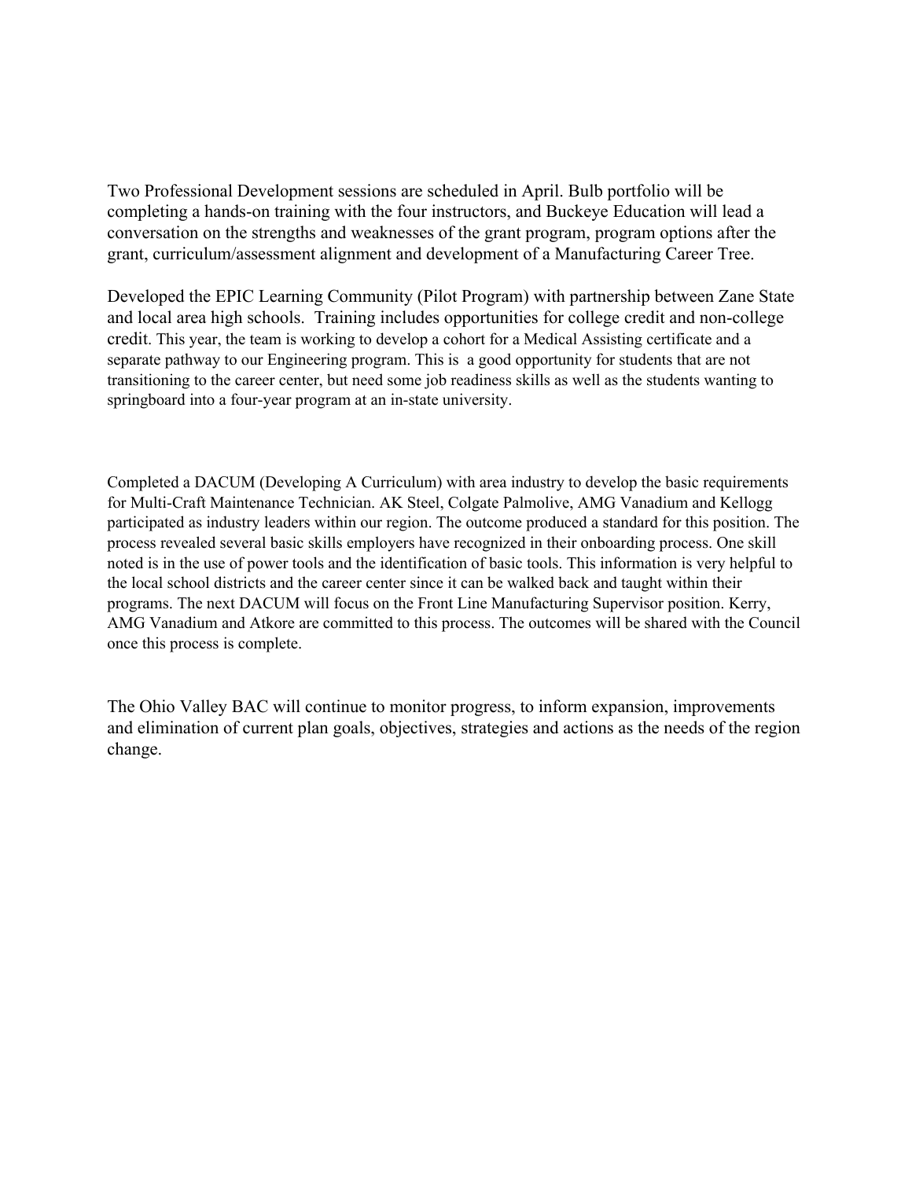Two Professional Development sessions are scheduled in April. Bulb portfolio will be completing a hands-on training with the four instructors, and Buckeye Education will lead a conversation on the strengths and weaknesses of the grant program, program options after the grant, curriculum/assessment alignment and development of a Manufacturing Career Tree.

Developed the EPIC Learning Community (Pilot Program) with partnership between Zane State and local area high schools. Training includes opportunities for college credit and non-college credit. This year, the team is working to develop a cohort for a Medical Assisting certificate and a separate pathway to our Engineering program. This is a good opportunity for students that are not transitioning to the career center, but need some job readiness skills as well as the students wanting to springboard into a four-year program at an in-state university.

Completed a DACUM (Developing A Curriculum) with area industry to develop the basic requirements for Multi-Craft Maintenance Technician. AK Steel, Colgate Palmolive, AMG Vanadium and Kellogg participated as industry leaders within our region. The outcome produced a standard for this position. The process revealed several basic skills employers have recognized in their onboarding process. One skill noted is in the use of power tools and the identification of basic tools. This information is very helpful to the local school districts and the career center since it can be walked back and taught within their programs. The next DACUM will focus on the Front Line Manufacturing Supervisor position. Kerry, AMG Vanadium and Atkore are committed to this process. The outcomes will be shared with the Council once this process is complete.

The Ohio Valley BAC will continue to monitor progress, to inform expansion, improvements and elimination of current plan goals, objectives, strategies and actions as the needs of the region change.